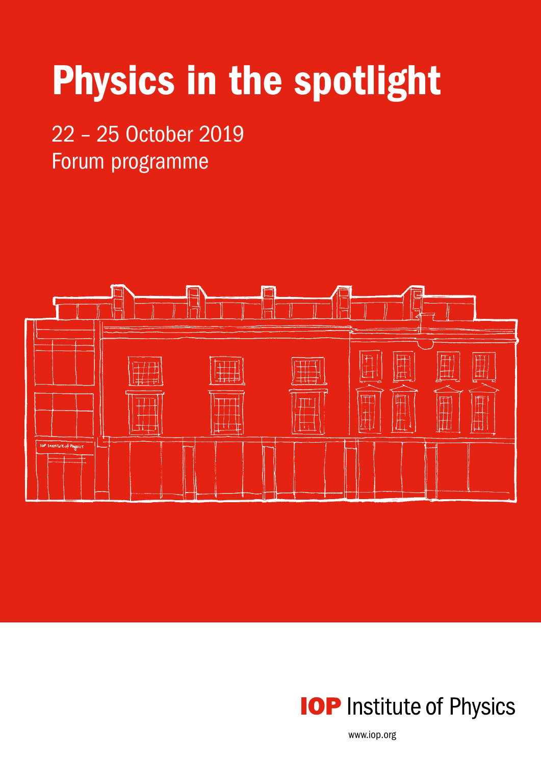# Physics in the spotlight

22 – 25 October 2019
Forum programme

IOP Institute of Physics

www.iop.org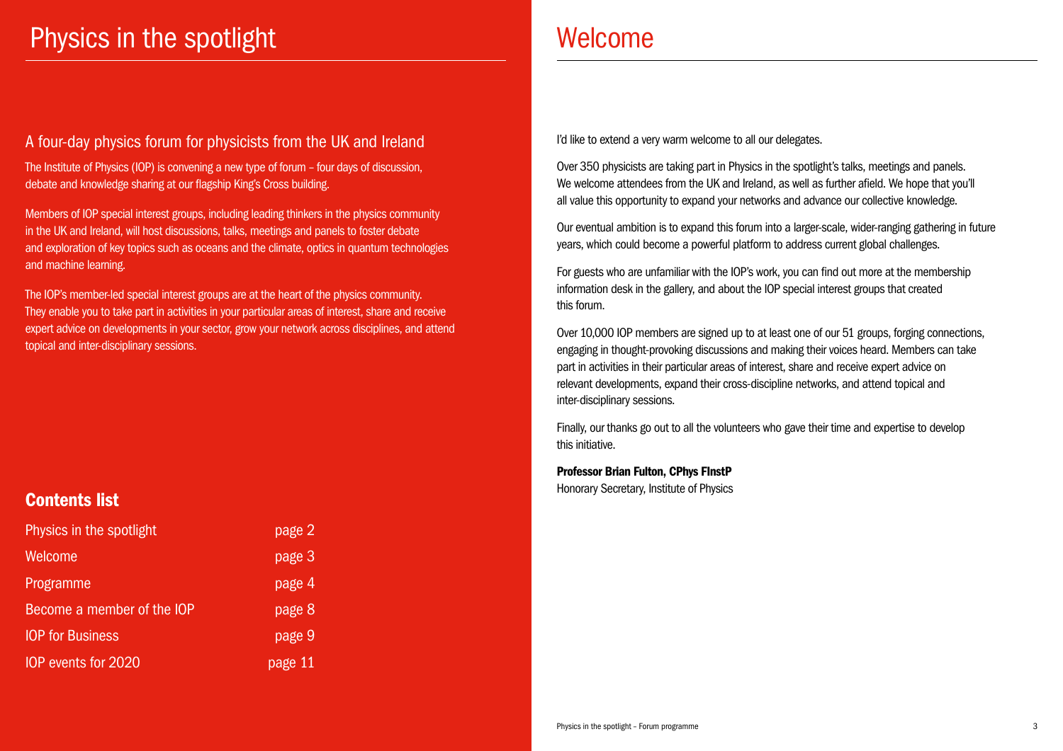# Physics in the spotlight

## A four-day physics forum for physicists from the UK and Ireland

The Institute of Physics (IOP) is convening a new type of forum – four days of discussion, debate and knowledge sharing at our flagship King's Cross building.

Members of IOP special interest groups, including leading thinkers in the physics community in the UK and Ireland, will host discussions, talks, meetings and panels to foster debate and exploration of key topics such as oceans and the climate, optics in quantum technologies and machine learning.

The IOP's member-led special interest groups are at the heart of the physics community. They enable you to take part in activities in your particular areas of interest, share and receive expert advice on developments in your sector, grow your network across disciplines, and attend topical and inter-disciplinary sessions.

### Contents list

| | |
|---|---|
| Physics in the spotlight | page 2 |
| Welcome | page 3 |
| Programme | page 4 |
| Become a member of the IOP | page 8 |
| IOP for Business | page 9 |
| IOP events for 2020 | page 11 |

# Welcome

I'd like to extend a very warm welcome to all our delegates.

Over 350 physicists are taking part in Physics in the spotlight's talks, meetings and panels. We welcome attendees from the UK and Ireland, as well as further afield. We hope that you'll all value this opportunity to expand your networks and advance our collective knowledge.

Our eventual ambition is to expand this forum into a larger-scale, wider-ranging gathering in future years, which could become a powerful platform to address current global challenges.

For guests who are unfamiliar with the IOP's work, you can find out more at the membership information desk in the gallery, and about the IOP special interest groups that created this forum.

Over 10,000 IOP members are signed up to at least one of our 51 groups, forging connections, engaging in thought-provoking discussions and making their voices heard. Members can take part in activities in their particular areas of interest, share and receive expert advice on relevant developments, expand their cross-discipline networks, and attend topical and inter-disciplinary sessions.

Finally, our thanks go out to all the volunteers who gave their time and expertise to develop this initiative.

**Professor Brian Fulton, CPhys FInstP**
Honorary Secretary, Institute of Physics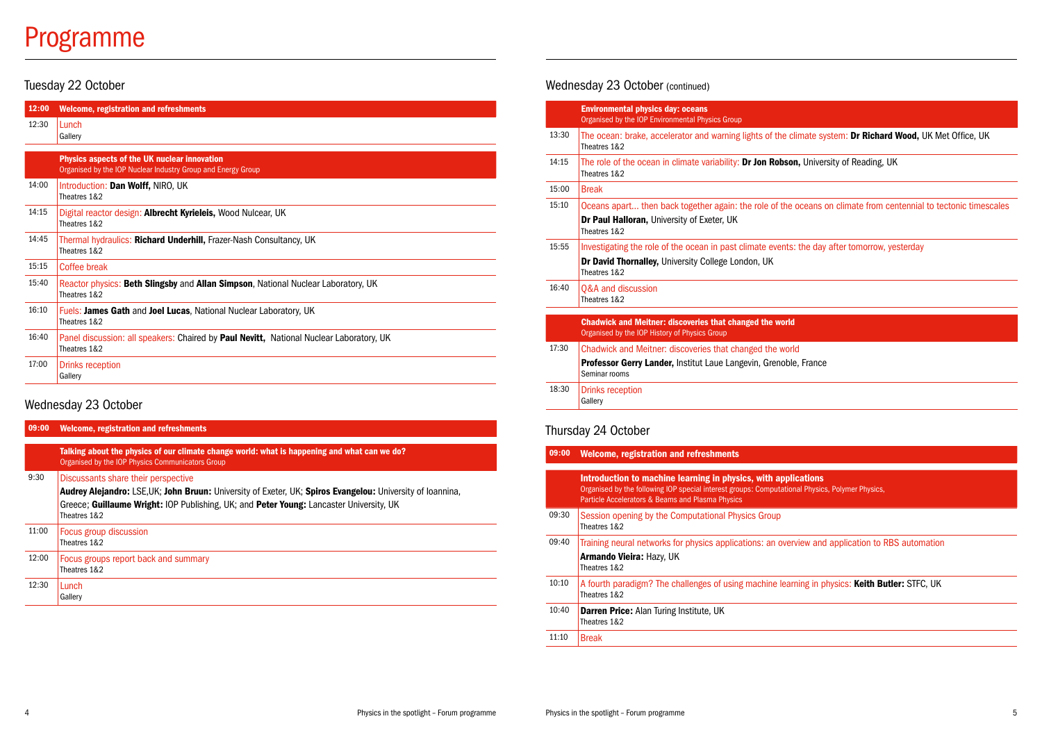# Programme

## Tuesday 22 October

| Time | Session |
|---|---|
| **12:00** | **Welcome, registration and refreshments** |
| 12:30 | Lunch<br>Gallery |
| | **Physics aspects of the UK nuclear innovation**<br>Organised by the IOP Nuclear Industry Group and Energy Group |
| 14:00 | Introduction: **Dan Wolff,** NIRO, UK<br>Theatres 1&2 |
| 14:15 | Digital reactor design: **Albrecht Kyrieleis,** Wood Nulcear, UK<br>Theatres 1&2 |
| 14:45 | Thermal hydraulics: **Richard Underhill,** Frazer-Nash Consultancy, UK<br>Theatres 1&2 |
| 15:15 | Coffee break |
| 15:40 | Reactor physics: **Beth Slingsby** and **Allan Simpson**, National Nuclear Laboratory, UK<br>Theatres 1&2 |
| 16:10 | Fuels: **James Gath** and **Joel Lucas**, National Nuclear Laboratory, UK<br>Theatres 1&2 |
| 16:40 | Panel discussion: all speakers: Chaired by **Paul Nevitt,** National Nuclear Laboratory, UK<br>Theatres 1&2 |
| 17:00 | Drinks reception<br>Gallery |

## Wednesday 23 October

| Time | Session |
|---|---|
| **09:00** | **Welcome, registration and refreshments** |
| | **Talking about the physics of our climate change world: what is happening and what can we do?**<br>Organised by the IOP Physics Communicators Group |
| 9:30 | Discussants share their perspective<br>**Audrey Alejandro:** LSE,UK; **John Bruun:** University of Exeter, UK; **Spiros Evangelou:** University of Ioannina, Greece; **Guillaume Wright:** IOP Publishing, UK; and **Peter Young:** Lancaster University, UK<br>Theatres 1&2 |
| 11:00 | Focus group discussion<br>Theatres 1&2 |
| 12:00 | Focus groups report back and summary<br>Theatres 1&2 |
| 12:30 | Lunch<br>Gallery |

## Wednesday 23 October (continued)

| Time | Session |
|---|---|
| | **Environmental physics day: oceans**<br>Organised by the IOP Environmental Physics Group |
| 13:30 | The ocean: brake, accelerator and warning lights of the climate system: **Dr Richard Wood,** UK Met Office, UK<br>Theatres 1&2 |
| 14:15 | The role of the ocean in climate variability: **Dr Jon Robson,** University of Reading, UK<br>Theatres 1&2 |
| 15:00 | Break |
| 15:10 | Oceans apart... then back together again: the role of the oceans on climate from centennial to tectonic timescales<br>**Dr Paul Halloran,** University of Exeter, UK<br>Theatres 1&2 |
| 15:55 | Investigating the role of the ocean in past climate events: the day after tomorrow, yesterday<br>**Dr David Thornalley,** University College London, UK<br>Theatres 1&2 |
| 16:40 | Q&A and discussion<br>Theatres 1&2 |
| | **Chadwick and Meitner: discoveries that changed the world**<br>Organised by the IOP History of Physics Group |
| 17:30 | Chadwick and Meitner: discoveries that changed the world<br>**Professor Gerry Lander,** Institut Laue Langevin, Grenoble, France<br>Seminar rooms |
| 18:30 | Drinks reception<br>Gallery |

## Thursday 24 October

| Time | Session |
|---|---|
| **09:00** | **Welcome, registration and refreshments** |
| | **Introduction to machine learning in physics, with applications**<br>Organised by the following IOP special interest groups: Computational Physics, Polymer Physics, Particle Accelerators & Beams and Plasma Physics |
| 09:30 | Session opening by the Computational Physics Group<br>Theatres 1&2 |
| 09:40 | Training neural networks for physics applications: an overview and application to RBS automation<br>**Armando Vieira:** Hazy, UK<br>Theatres 1&2 |
| 10:10 | A fourth paradigm? The challenges of using machine learning in physics: **Keith Butler:** STFC, UK<br>Theatres 1&2 |
| 10:40 | **Darren Price:** Alan Turing Institute, UK<br>Theatres 1&2 |
| 11:10 | Break |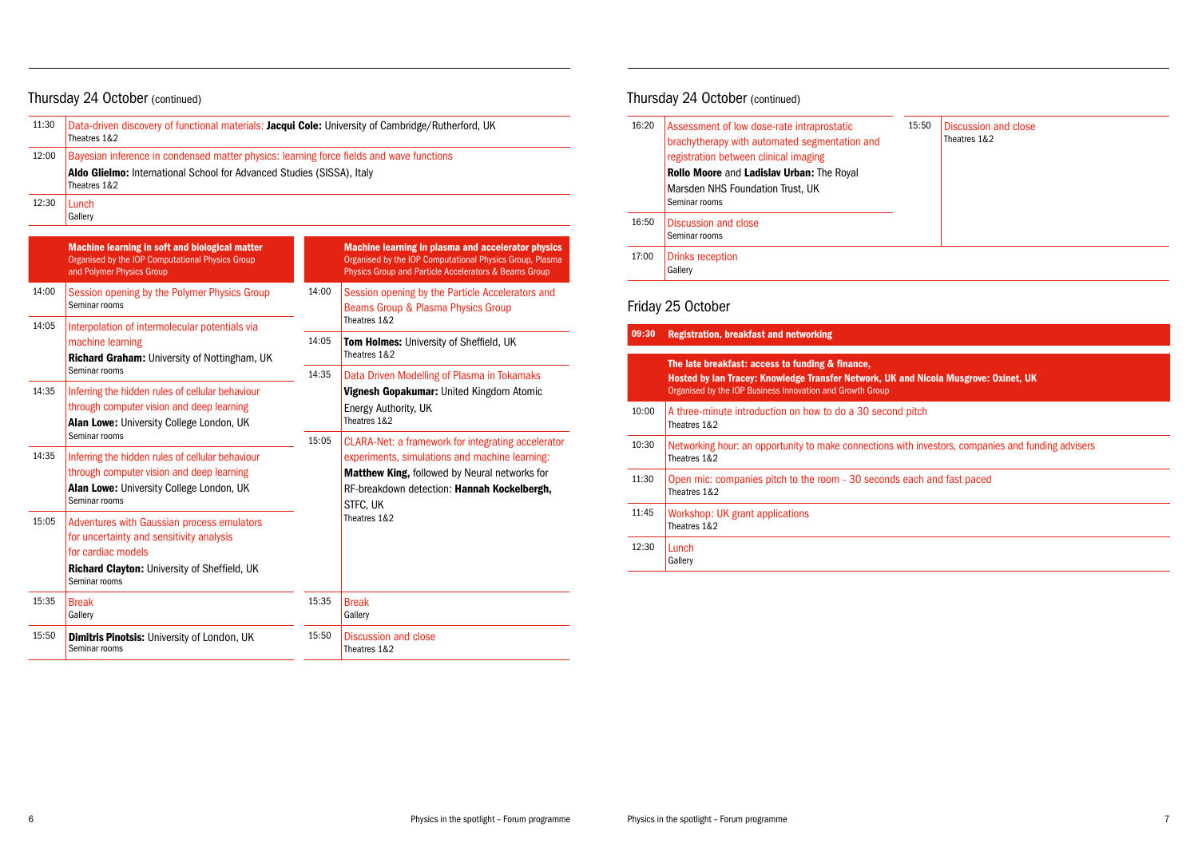## Thursday 24 October (continued)

| | |
|---|---|
| 11:30 | Data-driven discovery of functional materials: **Jacqui Cole:** University of Cambridge/Rutherford, UK<br>Theatres 1&2 |
| 12:00 | Bayesian inference in condensed matter physics: learning force fields and wave functions<br>**Aldo Glielmo:** International School for Advanced Studies (SISSA), Italy<br>Theatres 1&2 |
| 12:30 | Lunch<br>Gallery |

### Machine learning in soft and biological matter

Organised by the IOP Computational Physics Group and Polymer Physics Group

| | |
|---|---|
| 14:00 | Session opening by the Polymer Physics Group<br>Seminar rooms |
| 14:05 | Interpolation of intermolecular potentials via machine learning<br>**Richard Graham:** University of Nottingham, UK<br>Seminar rooms |
| 14:35 | Inferring the hidden rules of cellular behaviour through computer vision and deep learning<br>**Alan Lowe:** University College London, UK<br>Seminar rooms |
| 14:35 | Inferring the hidden rules of cellular behaviour through computer vision and deep learning<br>**Alan Lowe:** University College London, UK<br>Seminar rooms |
| 15:05 | Adventures with Gaussian process emulators for uncertainty and sensitivity analysis for cardiac models<br>**Richard Clayton:** University of Sheffield, UK<br>Seminar rooms |
| 15:35 | Break<br>Gallery |
| 15:50 | **Dimitris Pinotsis:** University of London, UK<br>Seminar rooms |
| 16:20 | Assessment of low dose-rate intraprostatic brachytherapy with automated segmentation and registration between clinical imaging<br>**Rollo Moore** and **Ladislav Urban:** The Royal Marsden NHS Foundation Trust, UK<br>Seminar rooms |
| 16:50 | Discussion and close<br>Seminar rooms |

### Machine learning in plasma and accelerator physics

Organised by the IOP Computational Physics Group, Plasma Physics Group and Particle Accelerators & Beams Group

| | |
|---|---|
| 14:00 | Session opening by the Particle Accelerators and Beams Group & Plasma Physics Group<br>Theatres 1&2 |
| 14:05 | **Tom Holmes:** University of Sheffield, UK<br>Theatres 1&2 |
| 14:35 | Data Driven Modelling of Plasma in Tokamaks<br>**Vignesh Gopakumar:** United Kingdom Atomic Energy Authority, UK<br>Theatres 1&2 |
| 15:05 | CLARA-Net: a framework for integrating accelerator experiments, simulations and machine learning: **Matthew King,** followed by Neural networks for RF-breakdown detection: **Hannah Kockelbergh,** STFC, UK<br>Theatres 1&2 |
| 15:35 | Break<br>Gallery |
| 15:50 | Discussion and close<br>Theatres 1&2 |

| | |
|---|---|
| 17:00 | Drinks reception<br>Gallery |

## Friday 25 October

| | |
|---|---|
| **09:30** | **Registration, breakfast and networking** |

### The late breakfast: access to funding & finance,

**Hosted by Ian Tracey: Knowledge Transfer Network, UK and Nicola Musgrove: Oxinet, UK**

Organised by the IOP Business Innovation and Growth Group

| | |
|---|---|
| 10:00 | A three-minute introduction on how to do a 30 second pitch<br>Theatres 1&2 |
| 10:30 | Networking hour: an opportunity to make connections with investors, companies and funding advisers<br>Theatres 1&2 |
| 11:30 | Open mic: companies pitch to the room - 30 seconds each and fast paced<br>Theatres 1&2 |
| 11:45 | Workshop: UK grant applications<br>Theatres 1&2 |
| 12:30 | Lunch<br>Gallery |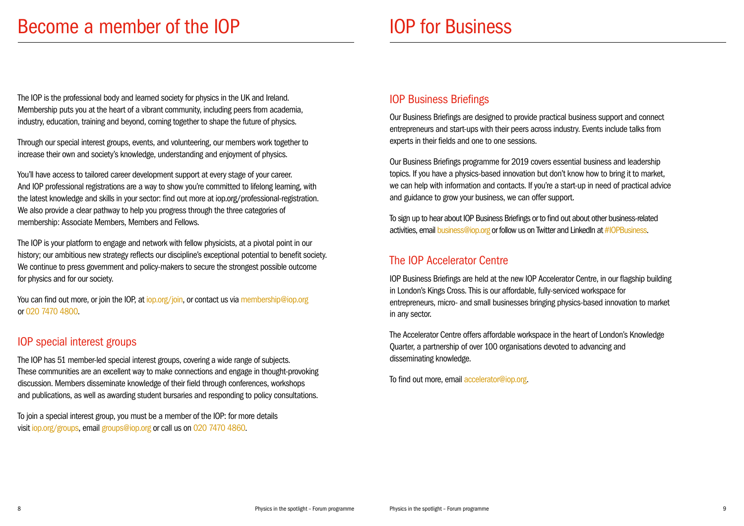# Become a member of the IOP

The IOP is the professional body and learned society for physics in the UK and Ireland. Membership puts you at the heart of a vibrant community, including peers from academia, industry, education, training and beyond, coming together to shape the future of physics.

Through our special interest groups, events, and volunteering, our members work together to increase their own and society's knowledge, understanding and enjoyment of physics.

You'll have access to tailored career development support at every stage of your career. And IOP professional registrations are a way to show you're committed to lifelong learning, with the latest knowledge and skills in your sector: find out more at iop.org/professional-registration. We also provide a clear pathway to help you progress through the three categories of membership: Associate Members, Members and Fellows.

The IOP is your platform to engage and network with fellow physicists, at a pivotal point in our history; our ambitious new strategy reflects our discipline's exceptional potential to benefit society. We continue to press government and policy-makers to secure the strongest possible outcome for physics and for our society.

You can find out more, or join the IOP, at iop.org/join, or contact us via membership@iop.org or 020 7470 4800.

## IOP special interest groups

The IOP has 51 member-led special interest groups, covering a wide range of subjects. These communities are an excellent way to make connections and engage in thought-provoking discussion. Members disseminate knowledge of their field through conferences, workshops and publications, as well as awarding student bursaries and responding to policy consultations.

To join a special interest group, you must be a member of the IOP: for more details visit iop.org/groups, email groups@iop.org or call us on 020 7470 4860.

# IOP for Business

## IOP Business Briefings

Our Business Briefings are designed to provide practical business support and connect entrepreneurs and start-ups with their peers across industry. Events include talks from experts in their fields and one to one sessions.

Our Business Briefings programme for 2019 covers essential business and leadership topics. If you have a physics-based innovation but don't know how to bring it to market, we can help with information and contacts. If you're a start-up in need of practical advice and guidance to grow your business, we can offer support.

To sign up to hear about IOP Business Briefings or to find out about other business-related activities, email business@iop.org or follow us on Twitter and LinkedIn at #IOPBusiness.

## The IOP Accelerator Centre

IOP Business Briefings are held at the new IOP Accelerator Centre, in our flagship building in London's Kings Cross. This is our affordable, fully-serviced workspace for entrepreneurs, micro- and small businesses bringing physics-based innovation to market in any sector.

The Accelerator Centre offers affordable workspace in the heart of London's Knowledge Quarter, a partnership of over 100 organisations devoted to advancing and disseminating knowledge.

To find out more, email accelerator@iop.org.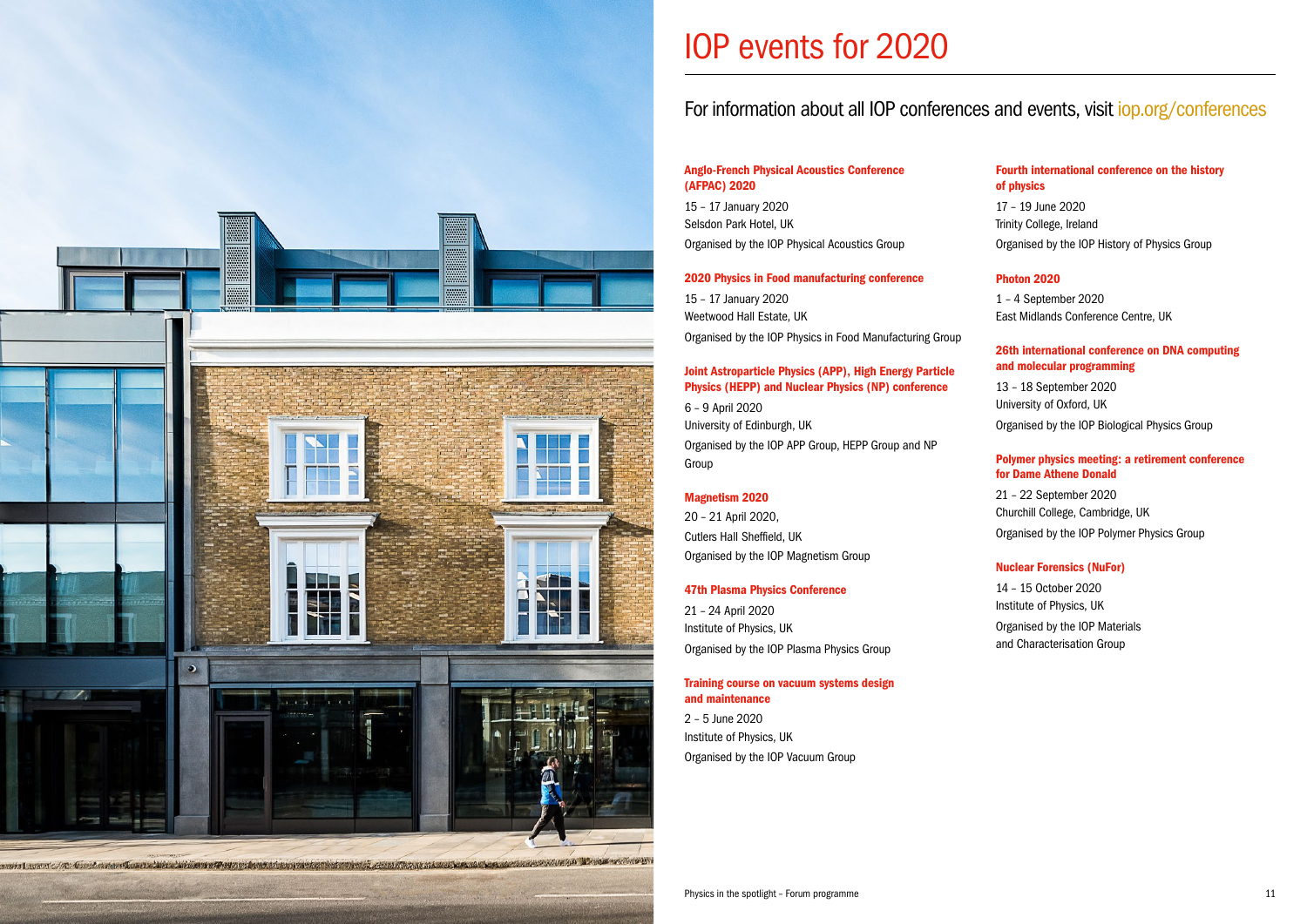# IOP events for 2020

## For information about all IOP conferences and events, visit iop.org/conferences

**Anglo-French Physical Acoustics Conference (AFPAC) 2020**

15 – 17 January 2020
Selsdon Park Hotel, UK

Organised by the IOP Physical Acoustics Group

**2020 Physics in Food manufacturing conference**

15 – 17 January 2020
Weetwood Hall Estate, UK

Organised by the IOP Physics in Food Manufacturing Group

**Joint Astroparticle Physics (APP), High Energy Particle Physics (HEPP) and Nuclear Physics (NP) conference**

6 – 9 April 2020
University of Edinburgh, UK

Organised by the IOP APP Group, HEPP Group and NP Group

**Magnetism 2020**

20 – 21 April 2020,
Cutlers Hall Sheffield, UK

Organised by the IOP Magnetism Group

**47th Plasma Physics Conference**

21 – 24 April 2020
Institute of Physics, UK

Organised by the IOP Plasma Physics Group

**Training course on vacuum systems design and maintenance**

2 – 5 June 2020
Institute of Physics, UK

Organised by the IOP Vacuum Group

**Fourth international conference on the history of physics**

17 – 19 June 2020
Trinity College, Ireland

Organised by the IOP History of Physics Group

**Photon 2020**

1 – 4 September 2020
East Midlands Conference Centre, UK

**26th international conference on DNA computing and molecular programming**

13 – 18 September 2020
University of Oxford, UK

Organised by the IOP Biological Physics Group

**Polymer physics meeting: a retirement conference for Dame Athene Donald**

21 – 22 September 2020
Churchill College, Cambridge, UK

Organised by the IOP Polymer Physics Group

**Nuclear Forensics (NuFor)**

14 – 15 October 2020
Institute of Physics, UK

Organised by the IOP Materials and Characterisation Group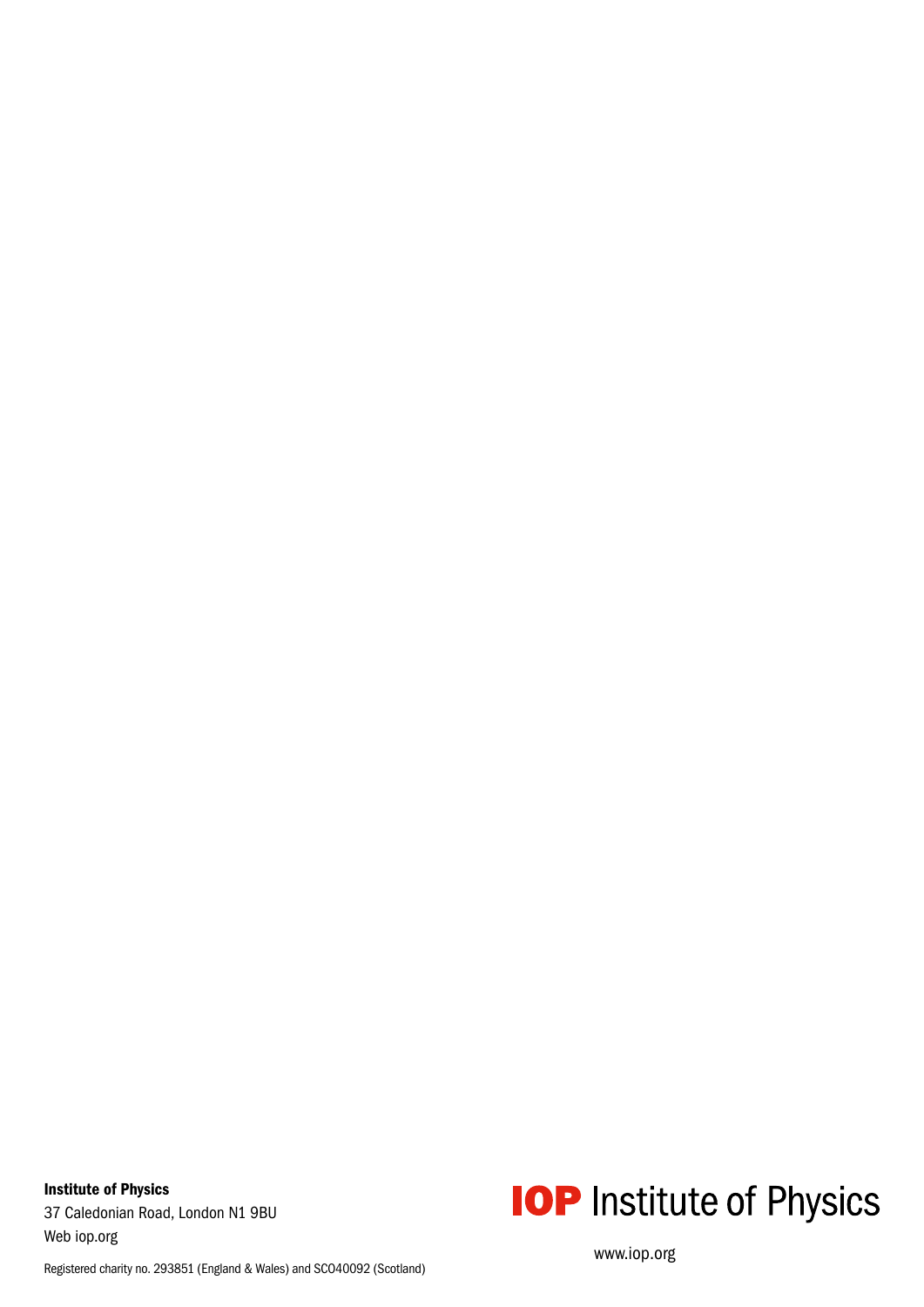**Institute of Physics**
37 Caledonian Road, London N1 9BU
Web iop.org

Registered charity no. 293851 (England & Wales) and SC040092 (Scotland)

**IOP** Institute of Physics

www.iop.org